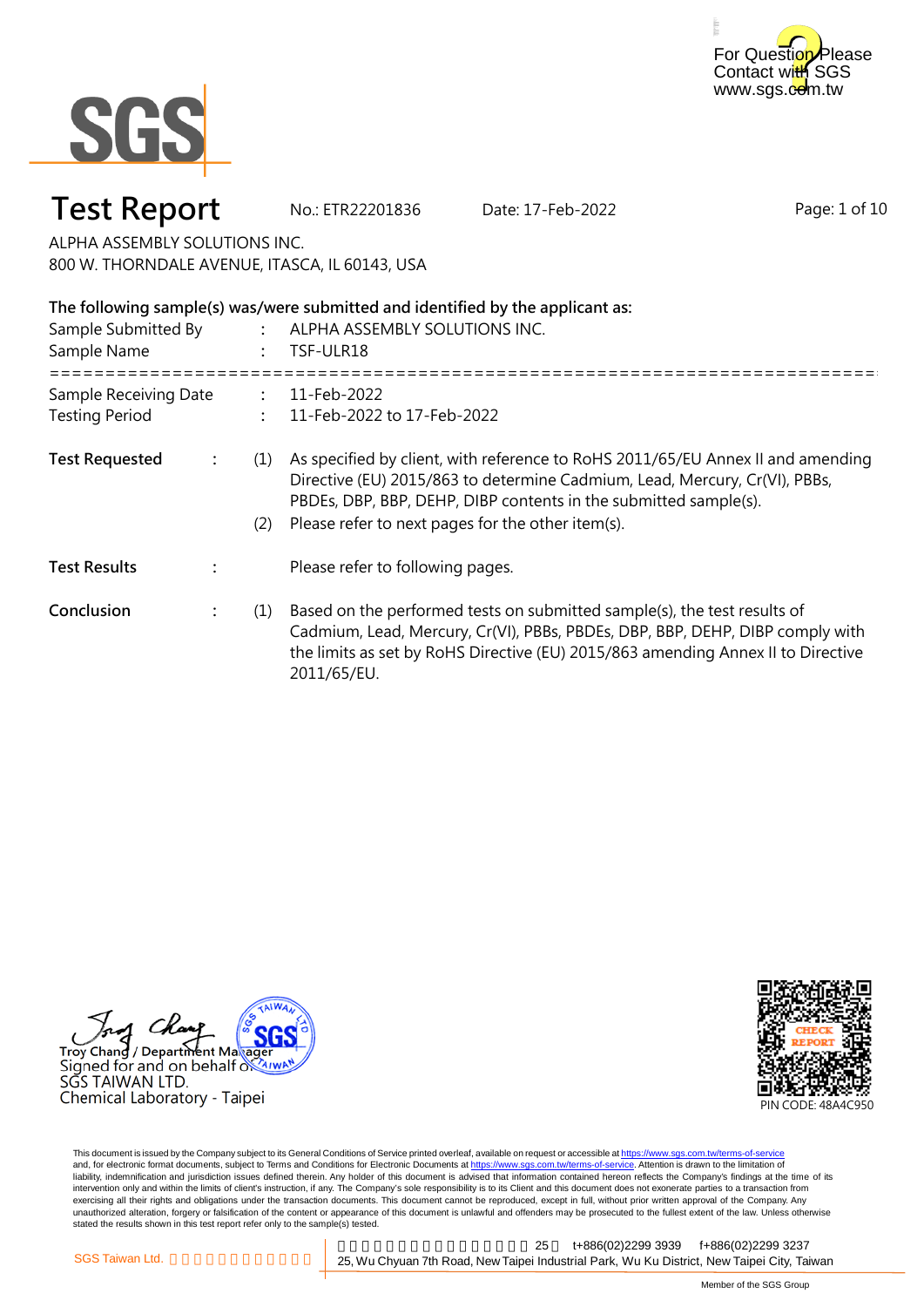# Test Report

No.: ETR22201836 Date: 17-Feb-2022

ALPHA ASSEMBLY SOLUTIONS INC.
800 W. THORNDALE AVENUE, ITASCA, IL 60143, USA

**The following sample(s) was/were submitted and identified by the applicant as:**

Sample Submitted By : ALPHA ASSEMBLY SOLUTIONS INC.
Sample Name : TSF-ULR18

==========================================================================

Sample Receiving Date : 11-Feb-2022
Testing Period : 11-Feb-2022 to 17-Feb-2022

**Test Requested** :

(1) As specified by client, with reference to RoHS 2011/65/EU Annex II and amending Directive (EU) 2015/863 to determine Cadmium, Lead, Mercury, Cr(VI), PBBs, PBDEs, DBP, BBP, DEHP, DIBP contents in the submitted sample(s).

(2) Please refer to next pages for the other item(s).

**Test Results** : Please refer to following pages.

**Conclusion** :

(1) Based on the performed tests on submitted sample(s), the test results of Cadmium, Lead, Mercury, Cr(VI), PBBs, PBDEs, DBP, BBP, DEHP, DIBP comply with the limits as set by RoHS Directive (EU) 2015/863 amending Annex II to Directive 2011/65/EU.

Troy Chang / Department Manager
Signed for and on behalf of
SGS TAIWAN LTD.
Chemical Laboratory - Taipei

PIN CODE: 48A4C950

This document is issued by the Company subject to its General Conditions of Service printed overleaf, available on request or accessible at https://www.sgs.com.tw/terms-of-service and, for electronic format documents, subject to Terms and Conditions for Electronic Documents at https://www.sgs.com.tw/terms-of-service. Attention is drawn to the limitation of liability, indemnification and jurisdiction issues defined therein. Any holder of this document is advised that information contained hereon reflects the Company's findings at the time of its intervention only and within the limits of client's instruction, if any. The Company's sole responsibility is to its Client and this document does not exonerate parties to a transaction from exercising all their rights and obligations under the transaction documents. This document cannot be reproduced, except in full, without prior written approval of the Company. Any unauthorized alteration, forgery or falsification of the content or appearance of this document is unlawful and offenders may be prosecuted to the fullest extent of the law. Unless otherwise stated the results shown in this test report refer only to the sample(s) tested.

SGS Taiwan Ltd. | 25, Wu Chyuan 7th Road, New Taipei Industrial Park, Wu Ku District, New Taipei City, Taiwan t+886(02)2299 3939 f+886(02)2299 3237

Member of the SGS Group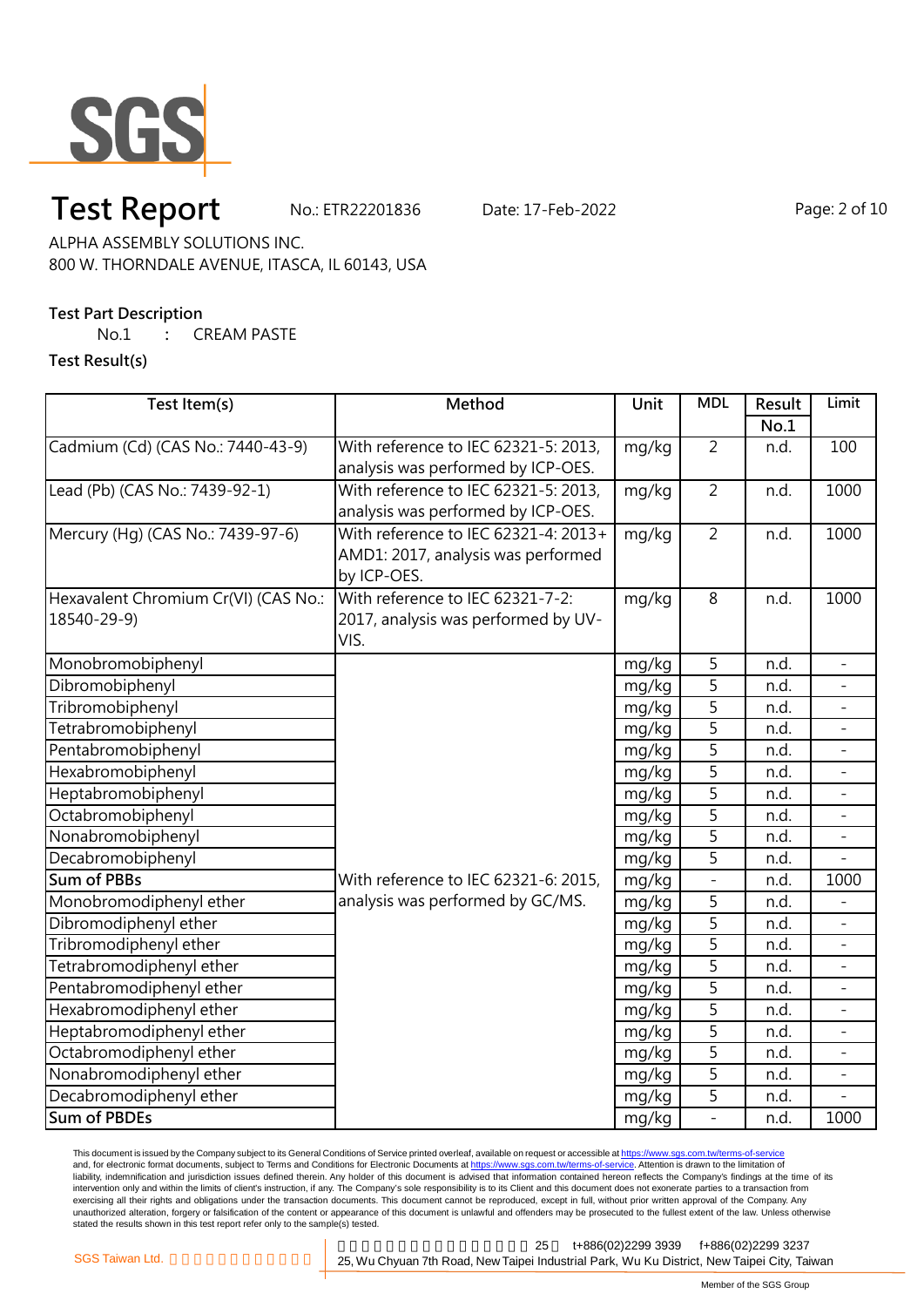# Test Report

No.: ETR22201836    Date: 17-Feb-2022

ALPHA ASSEMBLY SOLUTIONS INC.
800 W. THORNDALE AVENUE, ITASCA, IL 60143, USA

**Test Part Description**

No.1 : CREAM PASTE

**Test Result(s)**

| Test Item(s) | Method | Unit | MDL | Result No.1 | Limit |
|---|---|---|---|---|---|
| Cadmium (Cd) (CAS No.: 7440-43-9) | With reference to IEC 62321-5: 2013, analysis was performed by ICP-OES. | mg/kg | 2 | n.d. | 100 |
| Lead (Pb) (CAS No.: 7439-92-1) | With reference to IEC 62321-5: 2013, analysis was performed by ICP-OES. | mg/kg | 2 | n.d. | 1000 |
| Mercury (Hg) (CAS No.: 7439-97-6) | With reference to IEC 62321-4: 2013+ AMD1: 2017, analysis was performed by ICP-OES. | mg/kg | 2 | n.d. | 1000 |
| Hexavalent Chromium Cr(VI) (CAS No.: 18540-29-9) | With reference to IEC 62321-7-2: 2017, analysis was performed by UV-VIS. | mg/kg | 8 | n.d. | 1000 |
| Monobromobiphenyl | With reference to IEC 62321-6: 2015, analysis was performed by GC/MS. | mg/kg | 5 | n.d. | - |
| Dibromobiphenyl | | mg/kg | 5 | n.d. | - |
| Tribromobiphenyl | | mg/kg | 5 | n.d. | - |
| Tetrabromobiphenyl | | mg/kg | 5 | n.d. | - |
| Pentabromobiphenyl | | mg/kg | 5 | n.d. | - |
| Hexabromobiphenyl | | mg/kg | 5 | n.d. | - |
| Heptabromobiphenyl | | mg/kg | 5 | n.d. | - |
| Octabromobiphenyl | | mg/kg | 5 | n.d. | - |
| Nonabromobiphenyl | | mg/kg | 5 | n.d. | - |
| Decabromobiphenyl | | mg/kg | 5 | n.d. | - |
| **Sum of PBBs** | | mg/kg | - | n.d. | 1000 |
| Monobromodiphenyl ether | | mg/kg | 5 | n.d. | - |
| Dibromodiphenyl ether | | mg/kg | 5 | n.d. | - |
| Tribromodiphenyl ether | | mg/kg | 5 | n.d. | - |
| Tetrabromodiphenyl ether | | mg/kg | 5 | n.d. | - |
| Pentabromodiphenyl ether | | mg/kg | 5 | n.d. | - |
| Hexabromodiphenyl ether | | mg/kg | 5 | n.d. | - |
| Heptabromodiphenyl ether | | mg/kg | 5 | n.d. | - |
| Octabromodiphenyl ether | | mg/kg | 5 | n.d. | - |
| Nonabromodiphenyl ether | | mg/kg | 5 | n.d. | - |
| Decabromodiphenyl ether | | mg/kg | 5 | n.d. | - |
| **Sum of PBDEs** | | mg/kg | - | n.d. | 1000 |

This document is issued by the Company subject to its General Conditions of Service printed overleaf, available on request or accessible at https://www.sgs.com.tw/terms-of-service and, for electronic format documents, subject to Terms and Conditions for Electronic Documents at https://www.sgs.com.tw/terms-of-service. Attention is drawn to the limitation of liability, indemnification and jurisdiction issues defined therein. Any holder of this document is advised that information contained hereon reflects the Company's findings at the time of its intervention only and within the limits of client's instruction, if any. The Company's sole responsibility is to its Client and this document does not exonerate parties to a transaction from exercising all their rights and obligations under the transaction documents. This document cannot be reproduced, except in full, without prior written approval of the Company. Any unauthorized alteration, forgery or falsification of the content or appearance of this document is unlawful and offenders may be prosecuted to the fullest extent of the law. Unless otherwise stated the results shown in this test report refer only to the sample(s) tested.

SGS Taiwan Ltd. | 25, Wu Chyuan 7th Road, New Taipei Industrial Park, Wu Ku District, New Taipei City, Taiwan | t+886(02)2299 3939 f+886(02)2299 3237

Member of the SGS Group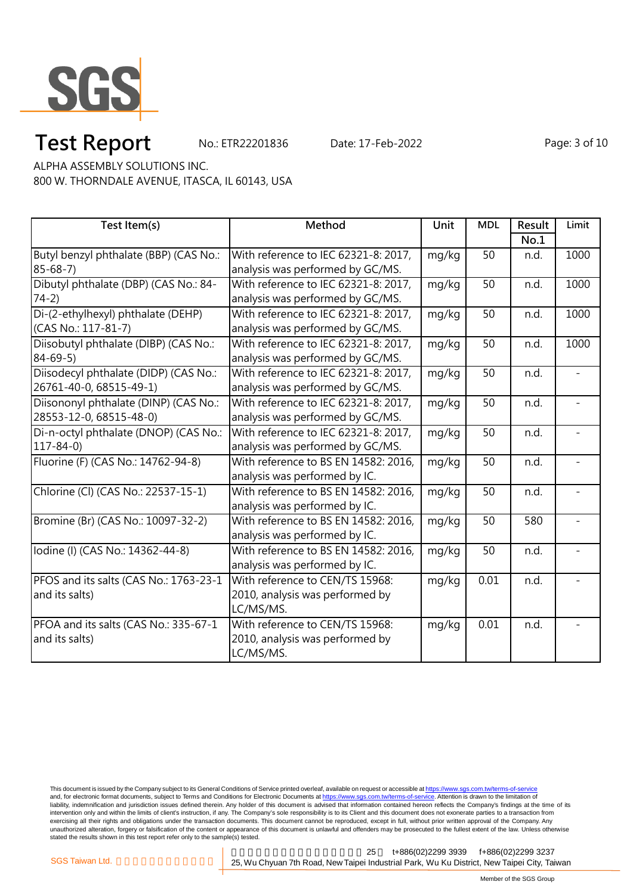# Test Report

No.: ETR22201836 Date: 17-Feb-2022

ALPHA ASSEMBLY SOLUTIONS INC.
800 W. THORNDALE AVENUE, ITASCA, IL 60143, USA

| Test Item(s) | Method | Unit | MDL | Result No.1 | Limit |
|---|---|---|---|---|---|
| Butyl benzyl phthalate (BBP) (CAS No.: 85-68-7) | With reference to IEC 62321-8: 2017, analysis was performed by GC/MS. | mg/kg | 50 | n.d. | 1000 |
| Dibutyl phthalate (DBP) (CAS No.: 84-74-2) | With reference to IEC 62321-8: 2017, analysis was performed by GC/MS. | mg/kg | 50 | n.d. | 1000 |
| Di-(2-ethylhexyl) phthalate (DEHP) (CAS No.: 117-81-7) | With reference to IEC 62321-8: 2017, analysis was performed by GC/MS. | mg/kg | 50 | n.d. | 1000 |
| Diisobutyl phthalate (DIBP) (CAS No.: 84-69-5) | With reference to IEC 62321-8: 2017, analysis was performed by GC/MS. | mg/kg | 50 | n.d. | 1000 |
| Diisodecyl phthalate (DIDP) (CAS No.: 26761-40-0, 68515-49-1) | With reference to IEC 62321-8: 2017, analysis was performed by GC/MS. | mg/kg | 50 | n.d. | - |
| Diisononyl phthalate (DINP) (CAS No.: 28553-12-0, 68515-48-0) | With reference to IEC 62321-8: 2017, analysis was performed by GC/MS. | mg/kg | 50 | n.d. | - |
| Di-n-octyl phthalate (DNOP) (CAS No.: 117-84-0) | With reference to IEC 62321-8: 2017, analysis was performed by GC/MS. | mg/kg | 50 | n.d. | - |
| Fluorine (F) (CAS No.: 14762-94-8) | With reference to BS EN 14582: 2016, analysis was performed by IC. | mg/kg | 50 | n.d. | - |
| Chlorine (Cl) (CAS No.: 22537-15-1) | With reference to BS EN 14582: 2016, analysis was performed by IC. | mg/kg | 50 | n.d. | - |
| Bromine (Br) (CAS No.: 10097-32-2) | With reference to BS EN 14582: 2016, analysis was performed by IC. | mg/kg | 50 | 580 | - |
| Iodine (I) (CAS No.: 14362-44-8) | With reference to BS EN 14582: 2016, analysis was performed by IC. | mg/kg | 50 | n.d. | - |
| PFOS and its salts (CAS No.: 1763-23-1 and its salts) | With reference to CEN/TS 15968: 2010, analysis was performed by LC/MS/MS. | mg/kg | 0.01 | n.d. | - |
| PFOA and its salts (CAS No.: 335-67-1 and its salts) | With reference to CEN/TS 15968: 2010, analysis was performed by LC/MS/MS. | mg/kg | 0.01 | n.d. | - |

This document is issued by the Company subject to its General Conditions of Service printed overleaf, available on request or accessible at https://www.sgs.com.tw/terms-of-service and, for electronic format documents, subject to Terms and Conditions for Electronic Documents at https://www.sgs.com.tw/terms-of-service. Attention is drawn to the limitation of liability, indemnification and jurisdiction issues defined therein. Any holder of this document is advised that information contained hereon reflects the Company's findings at the time of its intervention only and within the limits of client's instruction, if any. The Company's sole responsibility is to its Client and this document does not exonerate parties to a transaction from exercising all their rights and obligations under the transaction documents. This document cannot be reproduced, except in full, without prior written approval of the Company. Any unauthorized alteration, forgery or falsification of the content or appearance of this document is unlawful and offenders may be prosecuted to the fullest extent of the law. Unless otherwise stated the results shown in this test report refer only to the sample(s) tested.

SGS Taiwan Ltd. | 25, Wu Chyuan 7th Road, New Taipei Industrial Park, Wu Ku District, New Taipei City, Taiwan | t+886(02)2299 3939 | f+886(02)2299 3237

Member of the SGS Group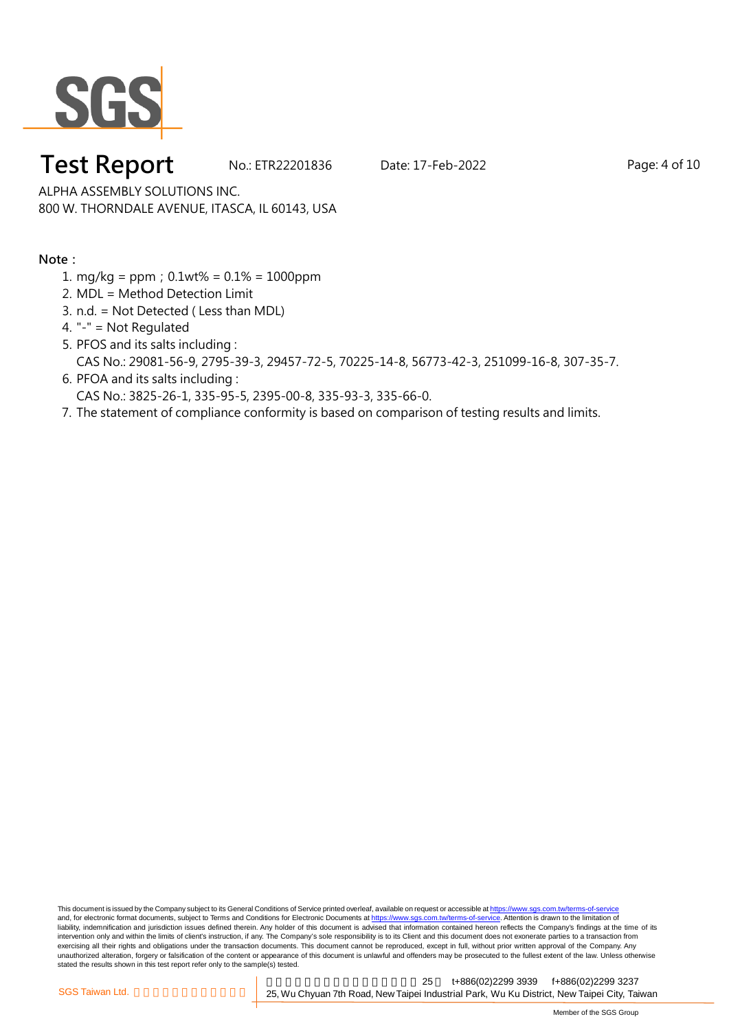**Note：**

1. mg/kg = ppm；0.1wt% = 0.1% = 1000ppm
2. MDL = Method Detection Limit
3. n.d. = Not Detected ( Less than MDL)
4. "-" = Not Regulated
5. PFOS and its salts including :
   CAS No.: 29081-56-9, 2795-39-3, 29457-72-5, 70225-14-8, 56773-42-3, 251099-16-8, 307-35-7.
6. PFOA and its salts including :
   CAS No.: 3825-26-1, 335-95-5, 2395-00-8, 335-93-3, 335-66-0.
7. The statement of compliance conformity is based on comparison of testing results and limits.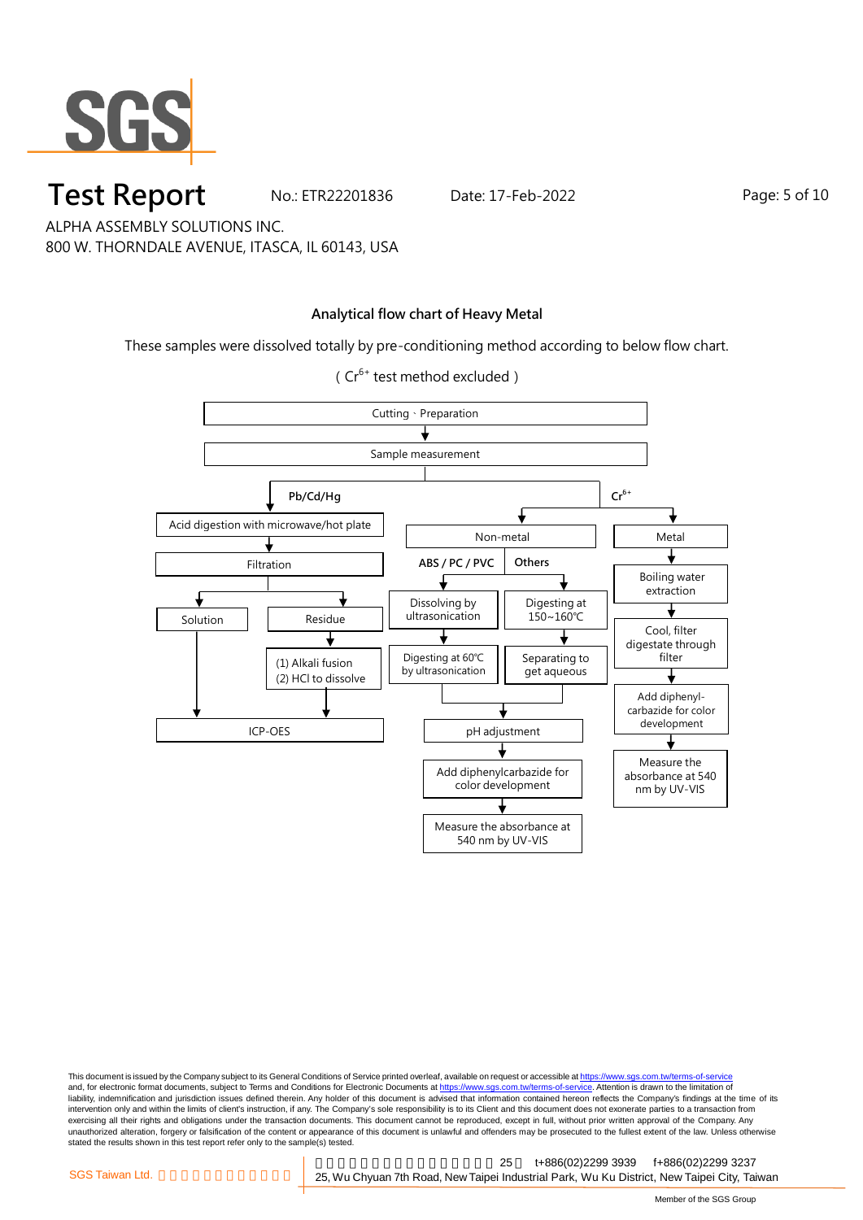# Test Report

No.: ETR22201836 Date: 17-Feb-2022

ALPHA ASSEMBLY SOLUTIONS INC.
800 W. THORNDALE AVENUE, ITASCA, IL 60143, USA

## Analytical flow chart of Heavy Metal

These samples were dissolved totally by pre-conditioning method according to below flow chart.

( $Cr^{6+}$ test method excluded )

Cutting、Preparation
↓
Sample measurement

**Pb/Cd/Hg**
- Acid digestion with microwave/hot plate
- ↓ Filtration
  - Solution → ICP-OES
  - Residue → (1) Alkali fusion (2) HCl to dissolve → ICP-OES

**$Cr^{6+}$**
- Non-metal
  - **ABS / PC / PVC**: Dissolving by ultrasonication → Digesting at 60℃ by ultrasonication
  - **Others**: Digesting at 150~160℃ → Separating to get aqueous
  - → pH adjustment → Add diphenylcarbazide for color development → Measure the absorbance at 540 nm by UV-VIS
- Metal
  - Boiling water extraction → Cool, filter digestate through filter → Add diphenyl-carbazide for color development → Measure the absorbance at 540 nm by UV-VIS

This document is issued by the Company subject to its General Conditions of Service printed overleaf, available on request or accessible at https://www.sgs.com.tw/terms-of-service and, for electronic format documents, subject to Terms and Conditions for Electronic Documents at https://www.sgs.com.tw/terms-of-service. Attention is drawn to the limitation of liability, indemnification and jurisdiction issues defined therein. Any holder of this document is advised that information contained hereon reflects the Company's findings at the time of its intervention only and within the limits of client's instruction, if any. The Company's sole responsibility is to its Client and this document does not exonerate parties to a transaction from exercising all their rights and obligations under the transaction documents. This document cannot be reproduced, except in full, without prior written approval of the Company. Any unauthorized alteration, forgery or falsification of the content or appearance of this document is unlawful and offenders may be prosecuted to the fullest extent of the law. Unless otherwise stated the results shown in this test report refer only to the sample(s) tested.

SGS Taiwan Ltd. | 25, Wu Chyuan 7th Road, New Taipei Industrial Park, Wu Ku District, New Taipei City, Taiwan | t+886(02)2299 3939 f+886(02)2299 3237

Member of the SGS Group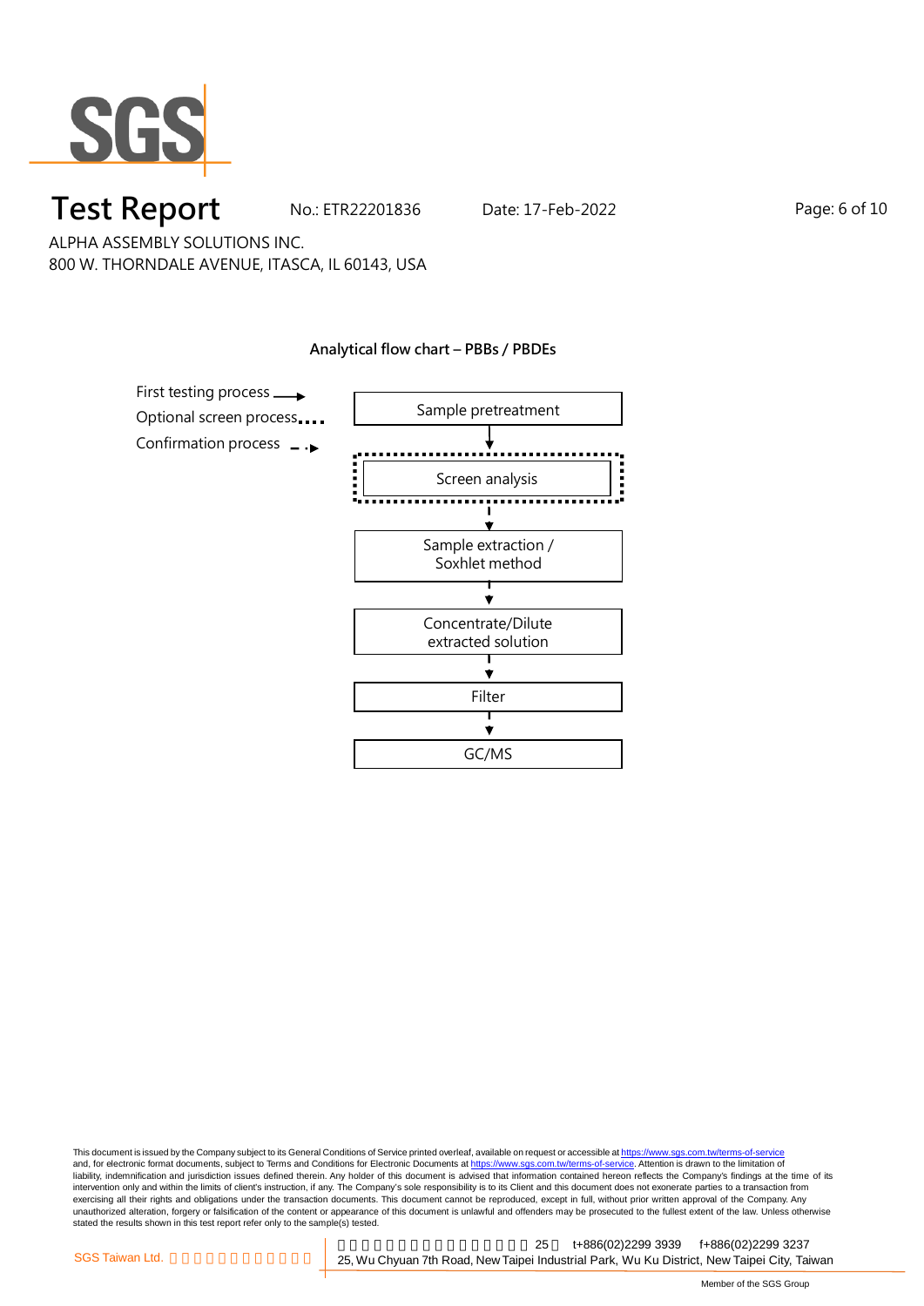# Test Report

No.: ETR22201836 Date: 17-Feb-2022

ALPHA ASSEMBLY SOLUTIONS INC.
800 W. THORNDALE AVENUE, ITASCA, IL 60143, USA

**Analytical flow chart – PBBs / PBDEs**

First testing process →
Optional screen process ....
Confirmation process - - ▸

Sample pretreatment
↓
Screen analysis
↓
Sample extraction / Soxhlet method
↓
Concentrate/Dilute extracted solution
↓
Filter
↓
GC/MS

This document is issued by the Company subject to its General Conditions of Service printed overleaf, available on request or accessible at https://www.sgs.com.tw/terms-of-service and, for electronic format documents, subject to Terms and Conditions for Electronic Documents at https://www.sgs.com.tw/terms-of-service. Attention is drawn to the limitation of liability, indemnification and jurisdiction issues defined therein. Any holder of this document is advised that information contained hereon reflects the Company's findings at the time of its intervention only and within the limits of client's instruction, if any. The Company's sole responsibility is to its Client and this document does not exonerate parties to a transaction from exercising all their rights and obligations under the transaction documents. This document cannot be reproduced, except in full, without prior written approval of the Company. Any unauthorized alteration, forgery or falsification of the content or appearance of this document is unlawful and offenders may be prosecuted to the fullest extent of the law. Unless otherwise stated the results shown in this test report refer only to the sample(s) tested.

SGS Taiwan Ltd. | 25, Wu Chyuan 7th Road, New Taipei Industrial Park, Wu Ku District, New Taipei City, Taiwan | t+886(02)2299 3939 f+886(02)2299 3237

Member of the SGS Group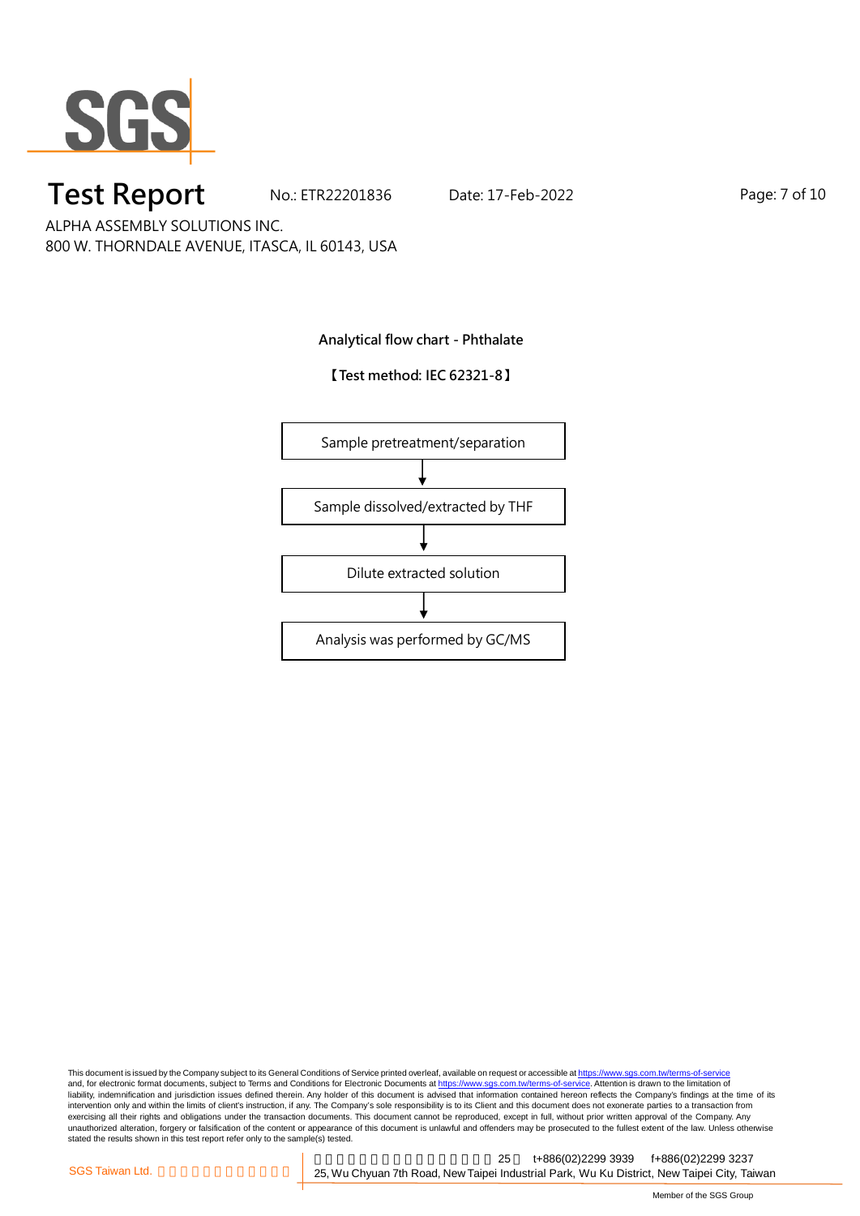# Test Report

No.: ETR22201836 Date: 17-Feb-2022

ALPHA ASSEMBLY SOLUTIONS INC.
800 W. THORNDALE AVENUE, ITASCA, IL 60143, USA

**Analytical flow chart - Phthalate**

**【Test method: IEC 62321-8】**

Sample pretreatment/separation

↓

Sample dissolved/extracted by THF

↓

Dilute extracted solution

↓

Analysis was performed by GC/MS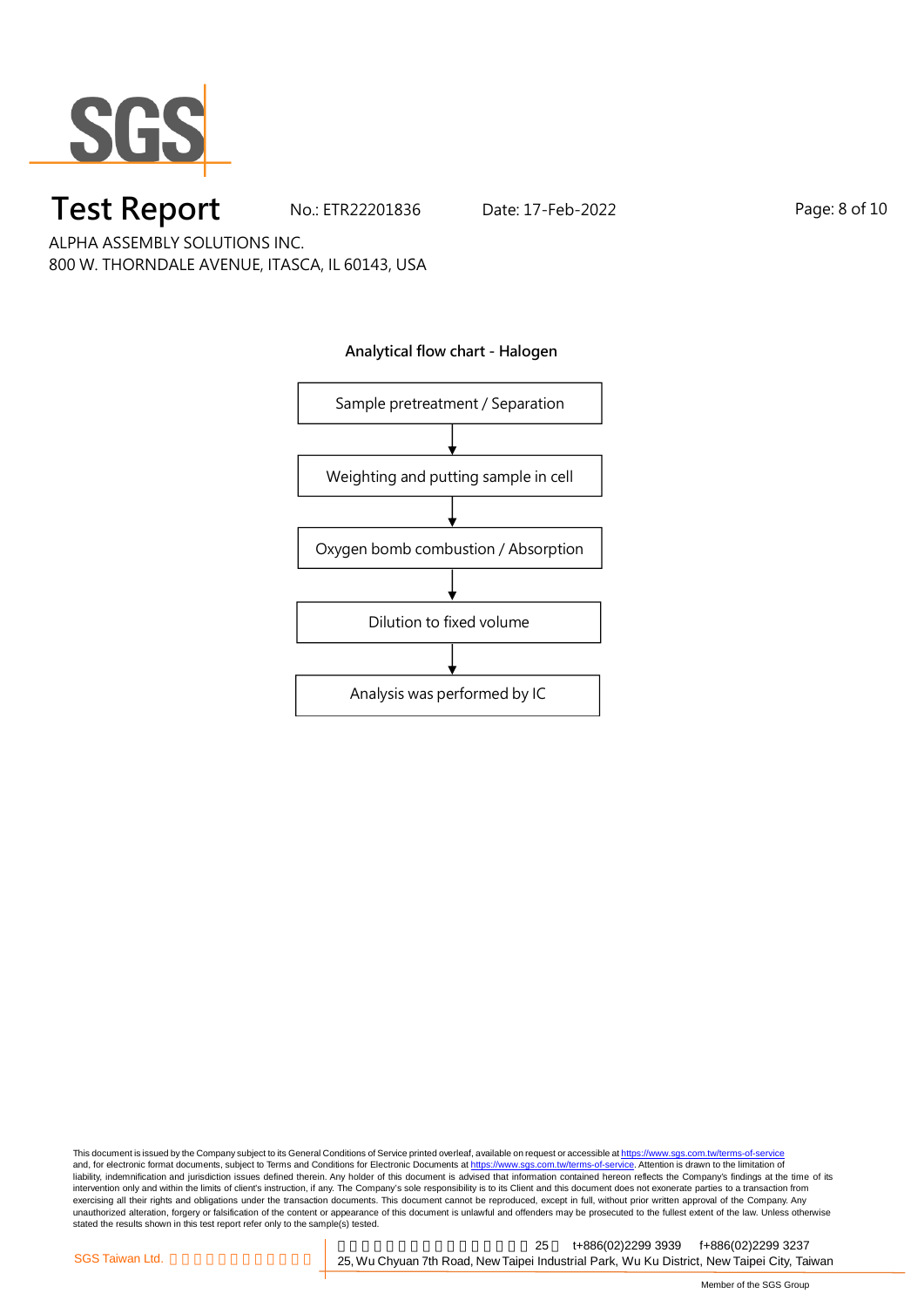# Test Report

No.: ETR22201836 Date: 17-Feb-2022

ALPHA ASSEMBLY SOLUTIONS INC.
800 W. THORNDALE AVENUE, ITASCA, IL 60143, USA

**Analytical flow chart - Halogen**

Sample pretreatment / Separation

↓

Weighting and putting sample in cell

↓

Oxygen bomb combustion / Absorption

↓

Dilution to fixed volume

↓

Analysis was performed by IC

This document is issued by the Company subject to its General Conditions of Service printed overleaf, available on request or accessible at https://www.sgs.com.tw/terms-of-service and, for electronic format documents, subject to Terms and Conditions for Electronic Documents at https://www.sgs.com.tw/terms-of-service. Attention is drawn to the limitation of liability, indemnification and jurisdiction issues defined therein. Any holder of this document is advised that information contained hereon reflects the Company's findings at the time of its intervention only and within the limits of client's instruction, if any. The Company's sole responsibility is to its Client and this document does not exonerate parties to a transaction from exercising all their rights and obligations under the transaction documents. This document cannot be reproduced, except in full, without prior written approval of the Company. Any unauthorized alteration, forgery or falsification of the content or appearance of this document is unlawful and offenders may be prosecuted to the fullest extent of the law. Unless otherwise stated the results shown in this test report refer only to the sample(s) tested.

SGS Taiwan Ltd. | 25, Wu Chyuan 7th Road, New Taipei Industrial Park, Wu Ku District, New Taipei City, Taiwan t+886(02)2299 3939 f+886(02)2299 3237

Member of the SGS Group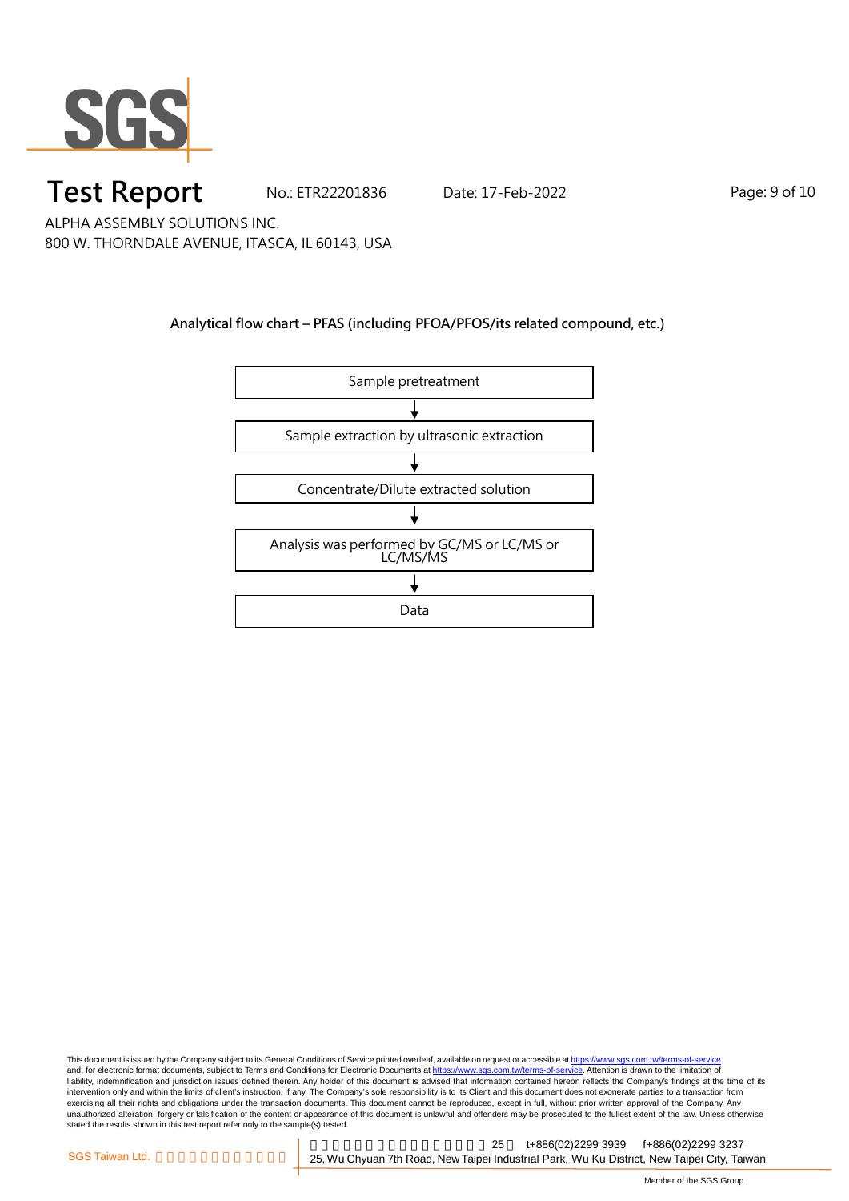ALPHA ASSEMBLY SOLUTIONS INC.
800 W. THORNDALE AVENUE, ITASCA, IL 60143, USA

**Analytical flow chart – PFAS (including PFOA/PFOS/its related compound, etc.)**

Sample pretreatment

↓

Sample extraction by ultrasonic extraction

↓

Concentrate/Dilute extracted solution

↓

Analysis was performed by GC/MS or LC/MS or LC/MS/MS

↓

Data

This document is issued by the Company subject to its General Conditions of Service printed overleaf, available on request or accessible at https://www.sgs.com.tw/terms-of-service and, for electronic format documents, subject to Terms and Conditions for Electronic Documents at https://www.sgs.com.tw/terms-of-service. Attention is drawn to the limitation of liability, indemnification and jurisdiction issues defined therein. Any holder of this document is advised that information contained hereon reflects the Company's findings at the time of its intervention only and within the limits of client's instruction, if any. The Company's sole responsibility is to its Client and this document does not exonerate parties to a transaction from exercising all their rights and obligations under the transaction documents. This document cannot be reproduced, except in full, without prior written approval of the Company. Any unauthorized alteration, forgery or falsification of the content or appearance of this document is unlawful and offenders may be prosecuted to the fullest extent of the law. Unless otherwise stated the results shown in this test report refer only to the sample(s) tested.

SGS Taiwan Ltd. | 25, Wu Chyuan 7th Road, New Taipei Industrial Park, Wu Ku District, New Taipei City, Taiwan | t+886(02)2299 3939 f+886(02)2299 3237

Member of the SGS Group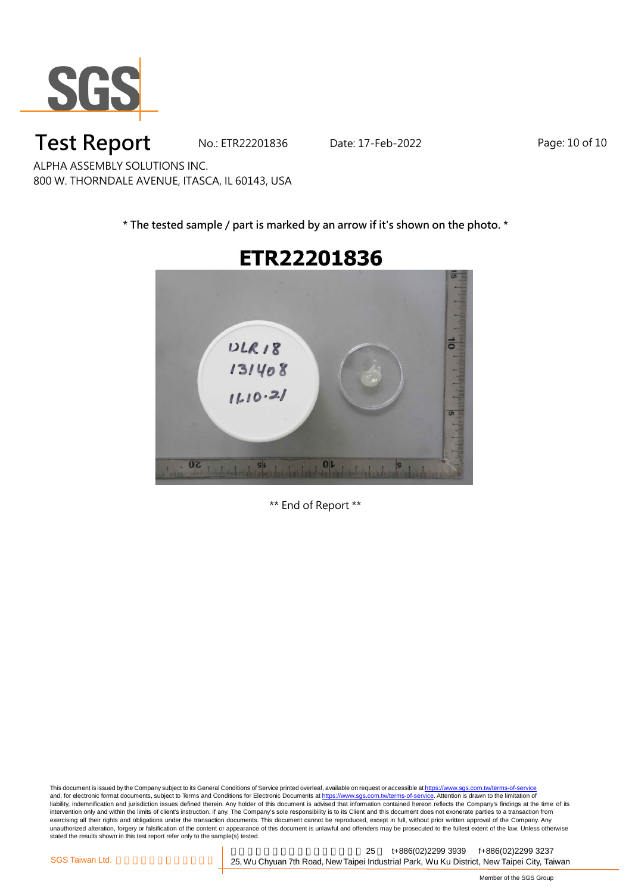# Test Report

No.: ETR22201836 Date: 17-Feb-2022

ALPHA ASSEMBLY SOLUTIONS INC.
800 W. THORNDALE AVENUE, ITASCA, IL 60143, USA

**\* The tested sample / part is marked by an arrow if it's shown on the photo. \***

**ETR22201836**

\*\* End of Report \*\*

This document is issued by the Company subject to its General Conditions of Service printed overleaf, available on request or accessible at https://www.sgs.com.tw/terms-of-service and, for electronic format documents, subject to Terms and Conditions for Electronic Documents at https://www.sgs.com.tw/terms-of-service. Attention is drawn to the limitation of liability, indemnification and jurisdiction issues defined therein. Any holder of this document is advised that information contained hereon reflects the Company's findings at the time of its intervention only and within the limits of client's instruction, if any. The Company's sole responsibility is to its Client and this document does not exonerate parties to a transaction from exercising all their rights and obligations under the transaction documents. This document cannot be reproduced, except in full, without prior written approval of the Company. Any unauthorized alteration, forgery or falsification of the content or appearance of this document is unlawful and offenders may be prosecuted to the fullest extent of the law. Unless otherwise stated the results shown in this test report refer only to the sample(s) tested.